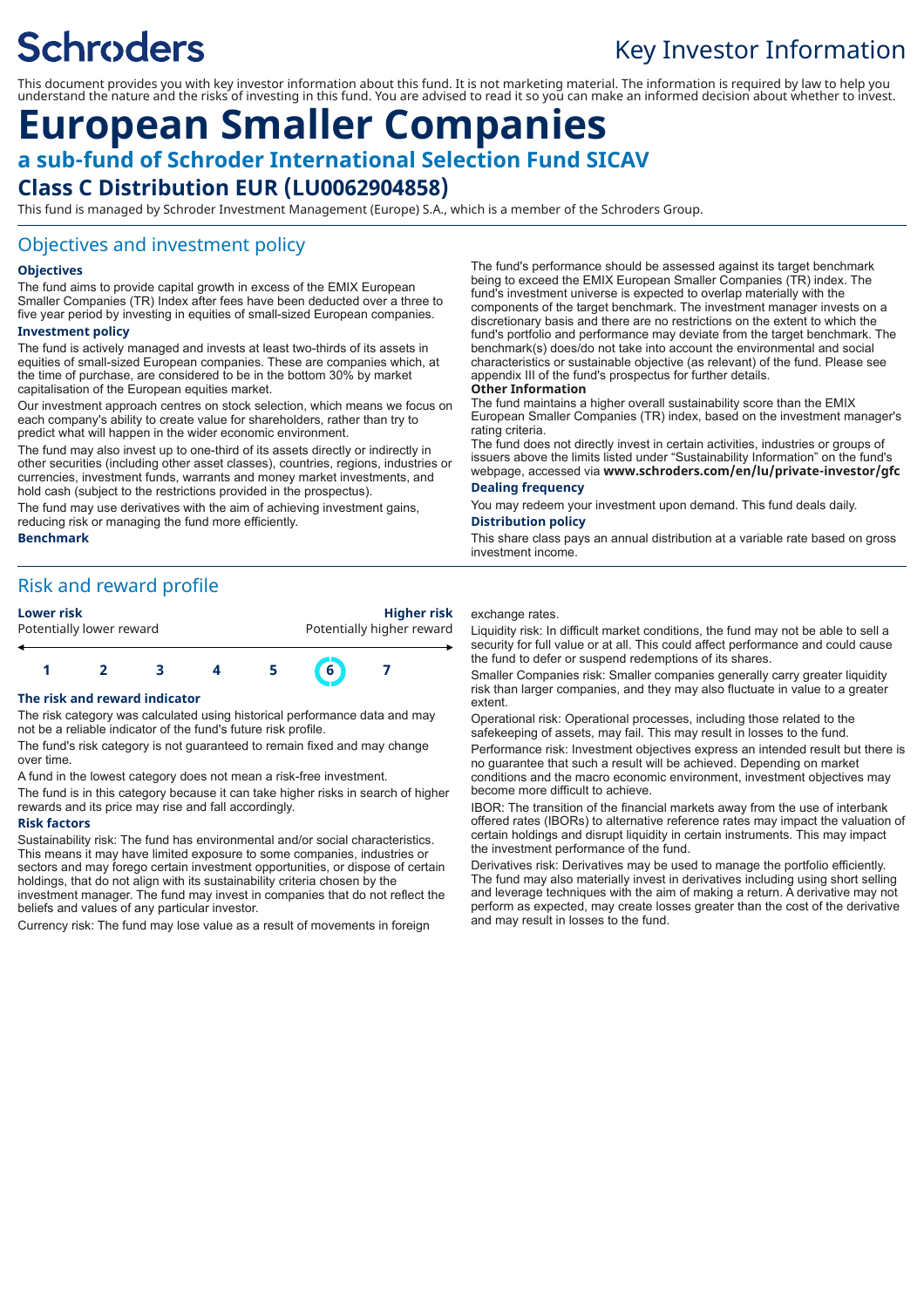Schroders

# Key Investor Information

This document provides you with key investor information about this fund. It is not marketing material. The information is required by law to help you understand the nature and the risks of investing in this fund. You are advised to read it so you can make an informed decision about whether to invest.

# European Smaller Companies

## a sub-fund of Schroder International Selection Fund SICAV

## Class C Distribution EUR (LU0062904858)

This fund is managed by Schroder Investment Management (Europe) S.A., which is a member of the Schroders Group.

## Objectives and investment policy

### Objectives

The fund aims to provide capital growth in excess of the EMIX European Smaller Companies (TR) Index after fees have been deducted over a three to five year period by investing in equities of small-sized European companies.

### Investment policy

The fund is actively managed and invests at least two-thirds of its assets in equities of small-sized European companies. These are companies which, at the time of purchase, are considered to be in the bottom 30% by market capitalisation of the European equities market.

Our investment approach centres on stock selection, which means we focus on each company's ability to create value for shareholders, rather than try to predict what will happen in the wider economic environment.

The fund may also invest up to one-third of its assets directly or indirectly in other securities (including other asset classes), countries, regions, industries or currencies, investment funds, warrants and money market investments, and hold cash (subject to the restrictions provided in the prospectus).

The fund may use derivatives with the aim of achieving investment gains, reducing risk or managing the fund more efficiently.

### Benchmark

The fund's performance should be assessed against its target benchmark being to exceed the EMIX European Smaller Companies (TR) index. The fund's investment universe is expected to overlap materially with the components of the target benchmark. The investment manager invests on a discretionary basis and there are no restrictions on the extent to which the fund's portfolio and performance may deviate from the target benchmark. The benchmark(s) does/do not take into account the environmental and social characteristics or sustainable objective (as relevant) of the fund. Please see appendix III of the fund's prospectus for further details.

### Other Information

The fund maintains a higher overall sustainability score than the EMIX European Smaller Companies (TR) index, based on the investment manager's rating criteria.

The fund does not directly invest in certain activities, industries or groups of issuers above the limits listed under "Sustainability Information" on the fund's webpage, accessed via **www.schroders.com/en/lu/private-investor/gfc**

### Dealing frequency

You may redeem your investment upon demand. This fund deals daily.

### Distribution policy

This share class pays an annual distribution at a variable rate based on gross investment income.

## Risk and reward profile

| **Lower risk** | | | | | | **Higher risk** |
|---|---|---|---|---|---|---|
| Potentially lower reward | | | | | | Potentially higher reward |
| 1 | 2 | 3 | 4 | 5 | **6** | 7 |

### The risk and reward indicator

The risk category was calculated using historical performance data and may not be a reliable indicator of the fund's future risk profile.

The fund's risk category is not guaranteed to remain fixed and may change over time.

A fund in the lowest category does not mean a risk-free investment.

The fund is in this category because it can take higher risks in search of higher rewards and its price may rise and fall accordingly.

### Risk factors

Sustainability risk: The fund has environmental and/or social characteristics. This means it may have limited exposure to some companies, industries or sectors and may forego certain investment opportunities, or dispose of certain holdings, that do not align with its sustainability criteria chosen by the investment manager. The fund may invest in companies that do not reflect the beliefs and values of any particular investor.

Currency risk: The fund may lose value as a result of movements in foreign exchange rates.

Liquidity risk: In difficult market conditions, the fund may not be able to sell a security for full value or at all. This could affect performance and could cause the fund to defer or suspend redemptions of its shares.

Smaller Companies risk: Smaller companies generally carry greater liquidity risk than larger companies, and they may also fluctuate in value to a greater extent.

Operational risk: Operational processes, including those related to the safekeeping of assets, may fail. This may result in losses to the fund.

Performance risk: Investment objectives express an intended result but there is no guarantee that such a result will be achieved. Depending on market conditions and the macro economic environment, investment objectives may become more difficult to achieve.

IBOR: The transition of the financial markets away from the use of interbank offered rates (IBORs) to alternative reference rates may impact the valuation of certain holdings and disrupt liquidity in certain instruments. This may impact the investment performance of the fund.

Derivatives risk: Derivatives may be used to manage the portfolio efficiently. The fund may also materially invest in derivatives including using short selling and leverage techniques with the aim of making a return. A derivative may not perform as expected, may create losses greater than the cost of the derivative and may result in losses to the fund.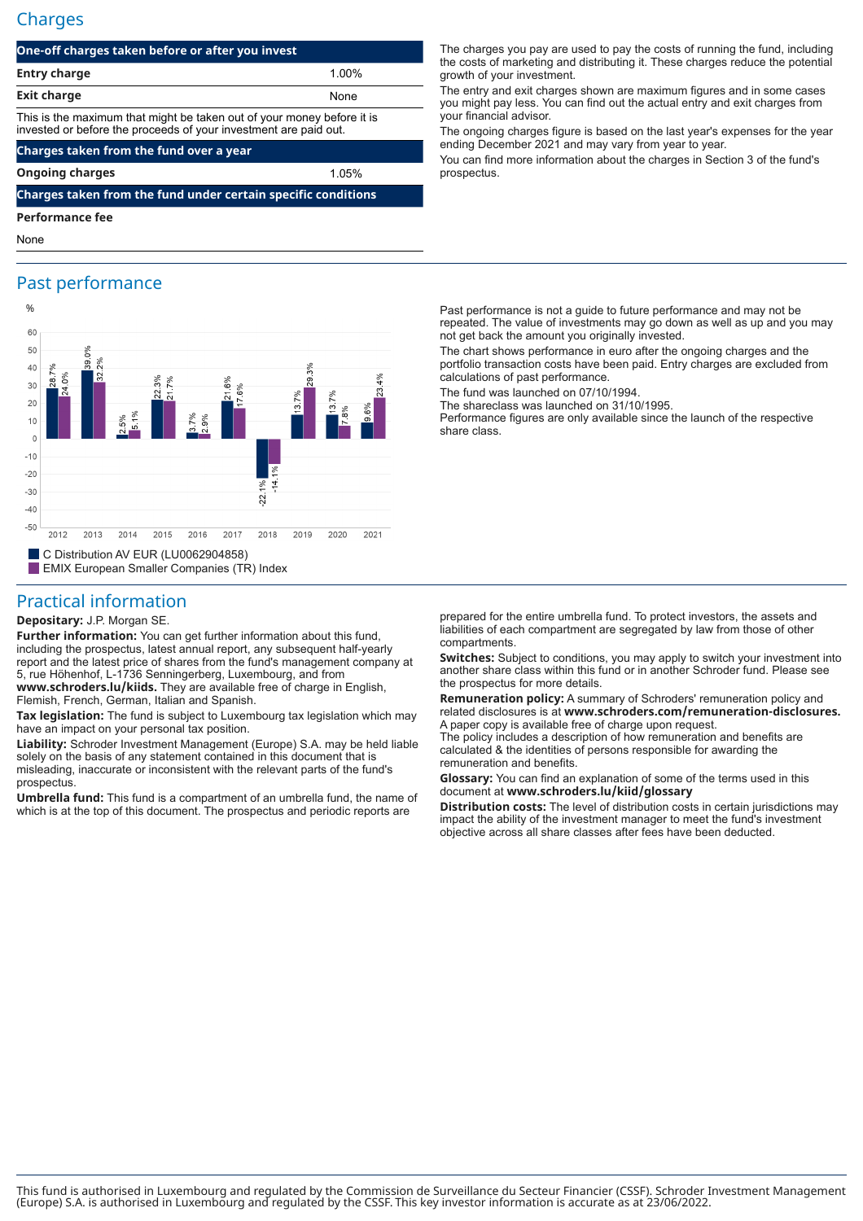## Charges

| One-off charges taken before or after you invest | |
|---|---|
| **Entry charge** | 1.00% |
| **Exit charge** | None |

This is the maximum that might be taken out of your money before it is invested or before the proceeds of your investment are paid out.

| Charges taken from the fund over a year | |
|---|---|
| **Ongoing charges** | 1.05% |

| Charges taken from the fund under certain specific conditions |
|---|
| **Performance fee** |
| None |

The charges you pay are used to pay the costs of running the fund, including the costs of marketing and distributing it. These charges reduce the potential growth of your investment.

The entry and exit charges shown are maximum figures and in some cases you might pay less. You can find out the actual entry and exit charges from your financial advisor.

The ongoing charges figure is based on the last year's expenses for the year ending December 2021 and may vary from year to year.

You can find more information about the charges in Section 3 of the fund's prospectus.

## Past performance

%

60
50
40
30
20
10
0
-10
-20
-30
-40
-50

2012: 28.7%, 24.0%
2013: 39.0%, 32.2%
2014: 2.5%, 5.1%
2015: 22.3%, 21.7%
2016: 3.7%, 2.9%
2017: 21.6%, 17.6%
2018: -22.1%, -14.1%
2019: 13.7%, 29.3%
2020: 13.7%, 7.8%
2021: 9.6%, 23.4%

C Distribution AV EUR (LU0062904858)
EMIX European Smaller Companies (TR) Index

Past performance is not a guide to future performance and may not be repeated. The value of investments may go down as well as up and you may not get back the amount you originally invested.

The chart shows performance in euro after the ongoing charges and the portfolio transaction costs have been paid. Entry charges are excluded from calculations of past performance.

The fund was launched on 07/10/1994.
The shareclass was launched on 31/10/1995.
Performance figures are only available since the launch of the respective share class.

## Practical information

**Depositary:** J.P. Morgan SE.

**Further information:** You can get further information about this fund, including the prospectus, latest annual report, any subsequent half-yearly report and the latest price of shares from the fund's management company at 5, rue Höhenhof, L-1736 Senningerberg, Luxembourg, and from **www.schroders.lu/kiids.** They are available free of charge in English, Flemish, French, German, Italian and Spanish.

**Tax legislation:** The fund is subject to Luxembourg tax legislation which may have an impact on your personal tax position.

**Liability:** Schroder Investment Management (Europe) S.A. may be held liable solely on the basis of any statement contained in this document that is misleading, inaccurate or inconsistent with the relevant parts of the fund's prospectus.

**Umbrella fund:** This fund is a compartment of an umbrella fund, the name of which is at the top of this document. The prospectus and periodic reports are prepared for the entire umbrella fund. To protect investors, the assets and liabilities of each compartment are segregated by law from those of other compartments.

**Switches:** Subject to conditions, you may apply to switch your investment into another share class within this fund or in another Schroder fund. Please see the prospectus for more details.

**Remuneration policy:** A summary of Schroders' remuneration policy and related disclosures is at **www.schroders.com/remuneration-disclosures.** A paper copy is available free of charge upon request.
The policy includes a description of how remuneration and benefits are calculated & the identities of persons responsible for awarding the remuneration and benefits.

**Glossary:** You can find an explanation of some of the terms used in this document at **www.schroders.lu/kiid/glossary**

**Distribution costs:** The level of distribution costs in certain jurisdictions may impact the ability of the investment manager to meet the fund's investment objective across all share classes after fees have been deducted.

This fund is authorised in Luxembourg and regulated by the Commission de Surveillance du Secteur Financier (CSSF). Schroder Investment Management (Europe) S.A. is authorised in Luxembourg and regulated by the CSSF. This key investor information is accurate as at 23/06/2022.